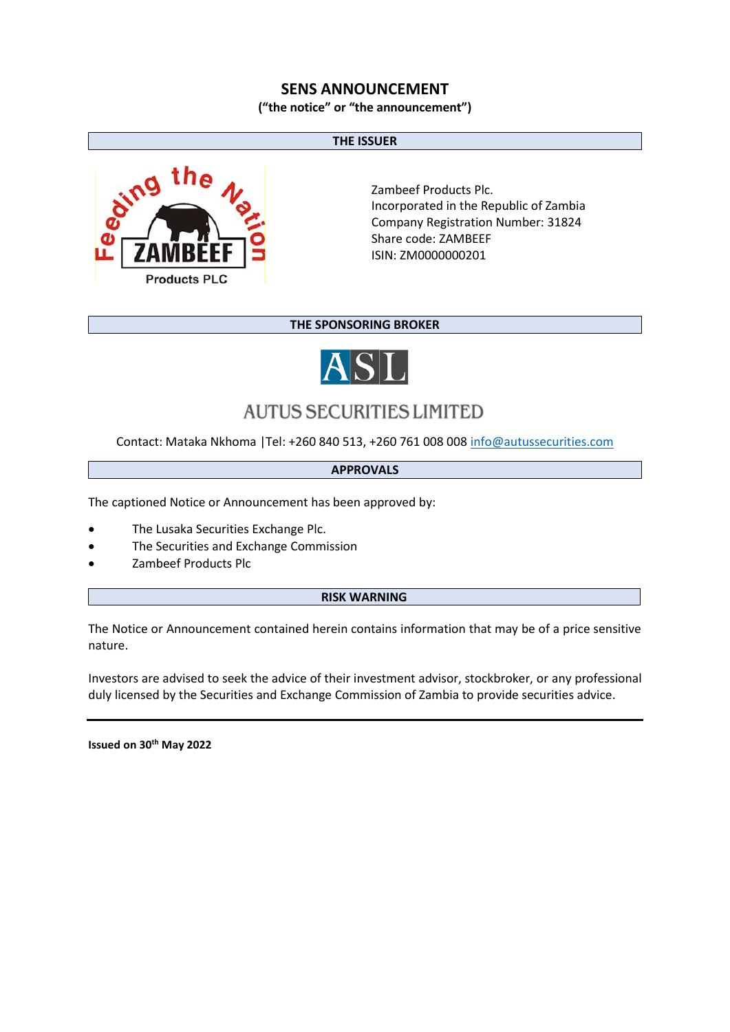# SENS ANNOUNCEMENT

**("the notice" or "the announcement")**

## THE ISSUER

Zambeef Products Plc.
Incorporated in the Republic of Zambia
Company Registration Number: 31824
Share code: ZAMBEEF
ISIN: ZM0000000201

## THE SPONSORING BROKER

AUTUS SECURITIES LIMITED

Contact: Mataka Nkhoma |Tel: +260 840 513, +260 761 008 008 info@autussecurities.com

## APPROVALS

The captioned Notice or Announcement has been approved by:

- The Lusaka Securities Exchange Plc.
- The Securities and Exchange Commission
- Zambeef Products Plc

## RISK WARNING

The Notice or Announcement contained herein contains information that may be of a price sensitive nature.

Investors are advised to seek the advice of their investment advisor, stockbroker, or any professional duly licensed by the Securities and Exchange Commission of Zambia to provide securities advice.

---

**Issued on 30th May 2022**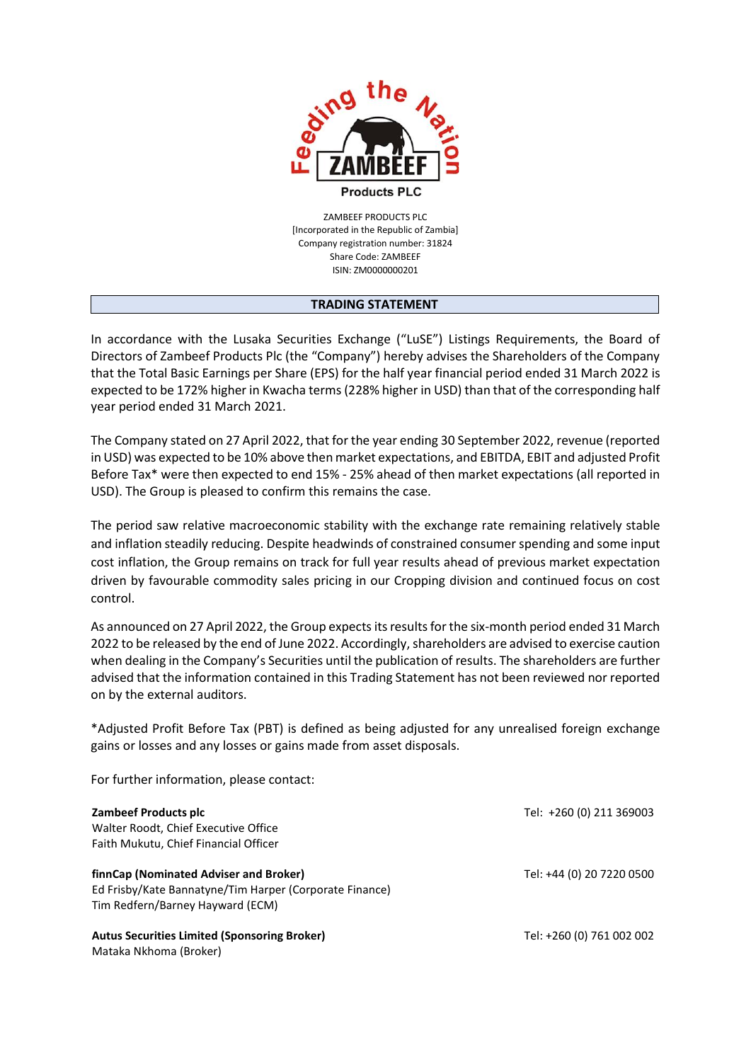ZAMBEEF PRODUCTS PLC
[Incorporated in the Republic of Zambia]
Company registration number: 31824
Share Code: ZAMBEEF
ISIN: ZM0000000201

## TRADING STATEMENT

In accordance with the Lusaka Securities Exchange ("LuSE") Listings Requirements, the Board of Directors of Zambeef Products Plc (the "Company") hereby advises the Shareholders of the Company that the Total Basic Earnings per Share (EPS) for the half year financial period ended 31 March 2022 is expected to be 172% higher in Kwacha terms (228% higher in USD) than that of the corresponding half year period ended 31 March 2021.

The Company stated on 27 April 2022, that for the year ending 30 September 2022, revenue (reported in USD) was expected to be 10% above then market expectations, and EBITDA, EBIT and adjusted Profit Before Tax* were then expected to end 15% - 25% ahead of then market expectations (all reported in USD). The Group is pleased to confirm this remains the case.

The period saw relative macroeconomic stability with the exchange rate remaining relatively stable and inflation steadily reducing. Despite headwinds of constrained consumer spending and some input cost inflation, the Group remains on track for full year results ahead of previous market expectation driven by favourable commodity sales pricing in our Cropping division and continued focus on cost control.

As announced on 27 April 2022, the Group expects its results for the six-month period ended 31 March 2022 to be released by the end of June 2022. Accordingly, shareholders are advised to exercise caution when dealing in the Company's Securities until the publication of results. The shareholders are further advised that the information contained in this Trading Statement has not been reviewed nor reported on by the external auditors.

*Adjusted Profit Before Tax (PBT) is defined as being adjusted for any unrealised foreign exchange gains or losses and any losses or gains made from asset disposals.

For further information, please contact:

| | |
|---|---|
| **Zambeef Products plc**<br>Walter Roodt, Chief Executive Office<br>Faith Mukutu, Chief Financial Officer | Tel: +260 (0) 211 369003 |
| **finnCap (Nominated Adviser and Broker)**<br>Ed Frisby/Kate Bannatyne/Tim Harper (Corporate Finance)<br>Tim Redfern/Barney Hayward (ECM) | Tel: +44 (0) 20 7220 0500 |
| **Autus Securities Limited (Sponsoring Broker)**<br>Mataka Nkhoma (Broker) | Tel: +260 (0) 761 002 002 |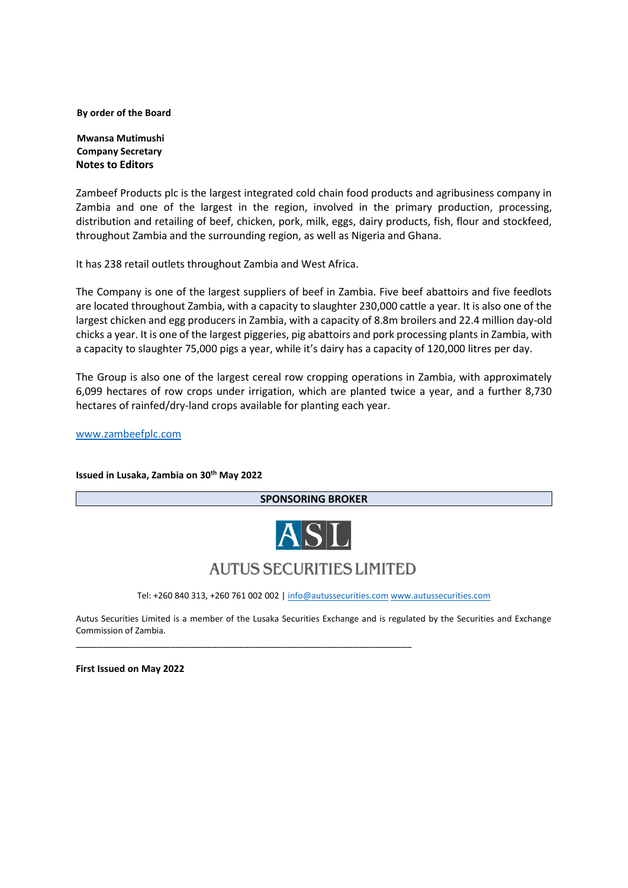**By order of the Board**

**Mwansa Mutimushi**
**Company Secretary**

## Notes to Editors

Zambeef Products plc is the largest integrated cold chain food products and agribusiness company in Zambia and one of the largest in the region, involved in the primary production, processing, distribution and retailing of beef, chicken, pork, milk, eggs, dairy products, fish, flour and stockfeed, throughout Zambia and the surrounding region, as well as Nigeria and Ghana.

It has 238 retail outlets throughout Zambia and West Africa.

The Company is one of the largest suppliers of beef in Zambia. Five beef abattoirs and five feedlots are located throughout Zambia, with a capacity to slaughter 230,000 cattle a year. It is also one of the largest chicken and egg producers in Zambia, with a capacity of 8.8m broilers and 22.4 million day-old chicks a year. It is one of the largest piggeries, pig abattoirs and pork processing plants in Zambia, with a capacity to slaughter 75,000 pigs a year, while it's dairy has a capacity of 120,000 litres per day.

The Group is also one of the largest cereal row cropping operations in Zambia, with approximately 6,099 hectares of row crops under irrigation, which are planted twice a year, and a further 8,730 hectares of rainfed/dry-land crops available for planting each year.

www.zambeefplc.com

**Issued in Lusaka, Zambia on 30th May 2022**

**SPONSORING BROKER**

ASL

AUTUS SECURITIES LIMITED

Tel: +260 840 313, +260 761 002 002 | info@autussecurities.com www.autussecurities.com

Autus Securities Limited is a member of the Lusaka Securities Exchange and is regulated by the Securities and Exchange Commission of Zambia.

---

**First Issued on May 2022**